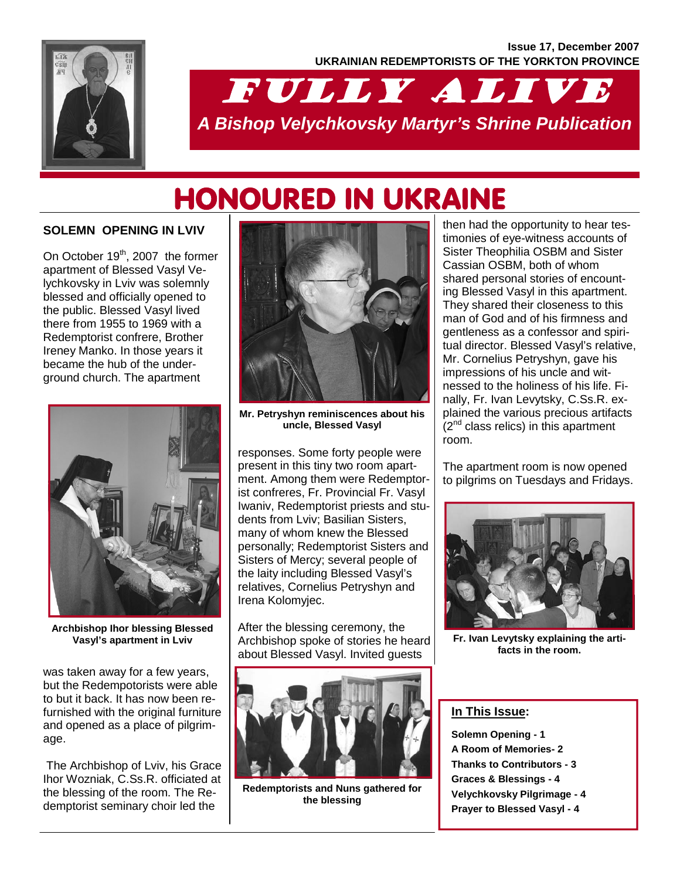Issue 17, December 2007

**UKRAINIAN REDEMPTORISTS OF THE YORKTON PROVINCE**

# FULLY ALIVE

*A Bishop Velychkovsky Martyr's Shrine Publication*

# HONOURED IN UKRAINE

## SOLEMN OPENING IN LVIV

On October 19th, 2007 the former apartment of Blessed Vasyl Velychkovsky in Lviv was solemnly blessed and officially opened to the public. Blessed Vasyl lived there from 1955 to 1969 with a Redemptorist confrere, Brother Ireney Manko. In those years it became the hub of the underground church. The apartment was taken away for a few years, but the Redempotorists were able to but it back. It has now been refurnished with the original furniture and opened as a place of pilgrimage.

**Archbishop Ihor blessing Blessed Vasyl's apartment in Lviv**

The Archbishop of Lviv, his Grace Ihor Wozniak, C.Ss.R. officiated at the blessing of the room. The Redemptorist seminary choir led the responses. Some forty people were present in this tiny two room apartment. Among them were Redemptorist confreres, Fr. Provincial Fr. Vasyl Iwaniv, Redemptorist priests and students from Lviv; Basilian Sisters, many of whom knew the Blessed personally; Redemptorist Sisters and Sisters of Mercy; several people of the laity including Blessed Vasyl's relatives, Cornelius Petryshyn and Irena Kolomyjec.

**Mr. Petryshyn reminiscences about his uncle, Blessed Vasyl**

After the blessing ceremony, the Archbishop spoke of stories he heard about Blessed Vasyl. Invited guests then had the opportunity to hear testimonies of eye-witness accounts of Sister Theophilia OSBM and Sister Cassian OSBM, both of whom shared personal stories of encounting Blessed Vasyl in this apartment. They shared their closeness to this man of God and of his firmness and gentleness as a confessor and spiritual director. Blessed Vasyl's relative, Mr. Cornelius Petryshyn, gave his impressions of his uncle and witnessed to the holiness of his life. Finally, Fr. Ivan Levytsky, C.Ss.R. explained the various precious artifacts (2nd class relics) in this apartment room.

**Redemptorists and Nuns gathered for the blessing**

The apartment room is now opened to pilgrims on Tuesdays and Fridays.

**Fr. Ivan Levytsky explaining the artifacts in the room.**

**In This Issue:**

- **Solemn Opening - 1**
- **A Room of Memories- 2**
- **Thanks to Contributors - 3**
- **Graces & Blessings - 4**
- **Velychkovsky Pilgrimage - 4**
- **Prayer to Blessed Vasyl - 4**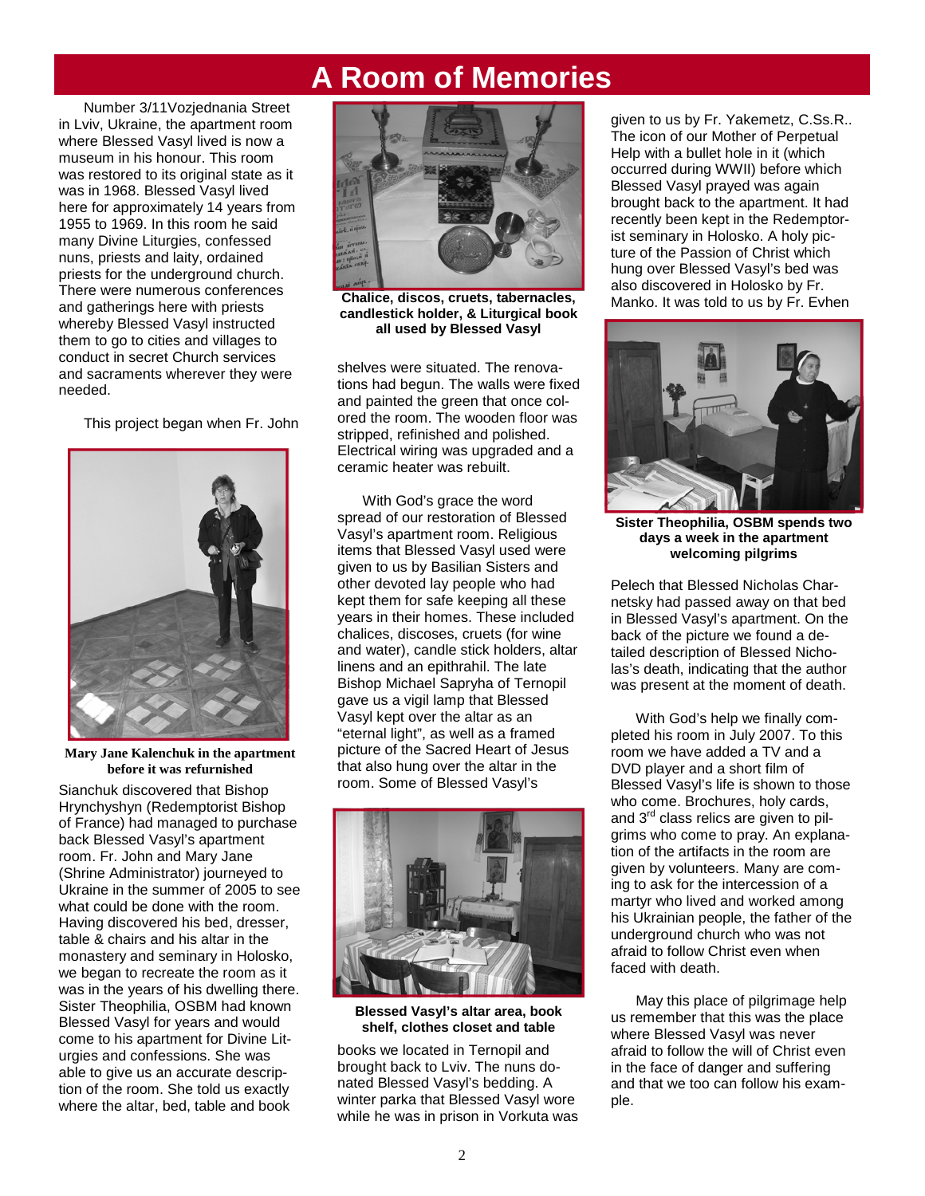# A Room of Memories

Number 3/11Vozjednania Street in Lviv, Ukraine, the apartment room where Blessed Vasyl lived is now a museum in his honour. This room was restored to its original state as it was in 1968. Blessed Vasyl lived here for approximately 14 years from 1955 to 1969. In this room he said many Divine Liturgies, confessed nuns, priests and laity, ordained priests for the underground church. There were numerous conferences and gatherings here with priests whereby Blessed Vasyl instructed them to go to cities and villages to conduct in secret Church services and sacraments wherever they were needed.

This project began when Fr. John Sianchuk discovered that Bishop Hrynchyshyn (Redemptorist Bishop of France) had managed to purchase back Blessed Vasyl's apartment room. Fr. John and Mary Jane (Shrine Administrator) journeyed to Ukraine in the summer of 2005 to see what could be done with the room. Having discovered his bed, dresser, table & chairs and his altar in the monastery and seminary in Holosko, we began to recreate the room as it was in the years of his dwelling there. Sister Theophilia, OSBM had known Blessed Vasyl for years and would come to his apartment for Divine Liturgies and confessions. She was able to give us an accurate description of the room. She told us exactly where the altar, bed, table and book shelves were situated. The renovations had begun. The walls were fixed and painted the green that once colored the room. The wooden floor was stripped, refinished and polished. Electrical wiring was upgraded and a ceramic heater was rebuilt.

**Mary Jane Kalenchuk in the apartment before it was refurnished**

**Chalice, discos, cruets, tabernacles, candlestick holder, & Liturgical book all used by Blessed Vasyl**

With God's grace the word spread of our restoration of Blessed Vasyl's apartment room. Religious items that Blessed Vasyl used were given to us by Basilian Sisters and other devoted lay people who had kept them for safe keeping all these years in their homes. These included chalices, discoses, cruets (for wine and water), candle stick holders, altar linens and an epithrahil. The late Bishop Michael Sapryha of Ternopil gave us a vigil lamp that Blessed Vasyl kept over the altar as an "eternal light", as well as a framed picture of the Sacred Heart of Jesus that also hung over the altar in the room. Some of Blessed Vasyl's books we located in Ternopil and brought back to Lviv. The nuns donated Blessed Vasyl's bedding. A winter parka that Blessed Vasyl wore while he was in prison in Vorkuta was given to us by Fr. Yakemetz, C.Ss.R.. The icon of our Mother of Perpetual Help with a bullet hole in it (which occurred during WWII) before which Blessed Vasyl prayed was again brought back to the apartment. It had recently been kept in the Redemptorist seminary in Holosko. A holy picture of the Passion of Christ which hung over Blessed Vasyl's bed was also discovered in Holosko by Fr. Manko. It was told to us by Fr. Evhen Pelech that Blessed Nicholas Charnetsky had passed away on that bed in Blessed Vasyl's apartment. On the back of the picture we found a detailed description of Blessed Nicholas's death, indicating that the author was present at the moment of death.

**Blessed Vasyl's altar area, book shelf, clothes closet and table**

**Sister Theophilia, OSBM spends two days a week in the apartment welcoming pilgrims**

With God's help we finally completed his room in July 2007. To this room we have added a TV and a DVD player and a short film of Blessed Vasyl's life is shown to those who come. Brochures, holy cards, and 3rd class relics are given to pilgrims who come to pray. An explanation of the artifacts in the room are given by volunteers. Many are coming to ask for the intercession of a martyr who lived and worked among his Ukrainian people, the father of the underground church who was not afraid to follow Christ even when faced with death.

May this place of pilgrimage help us remember that this was the place where Blessed Vasyl was never afraid to follow the will of Christ even in the face of danger and suffering and that we too can follow his example.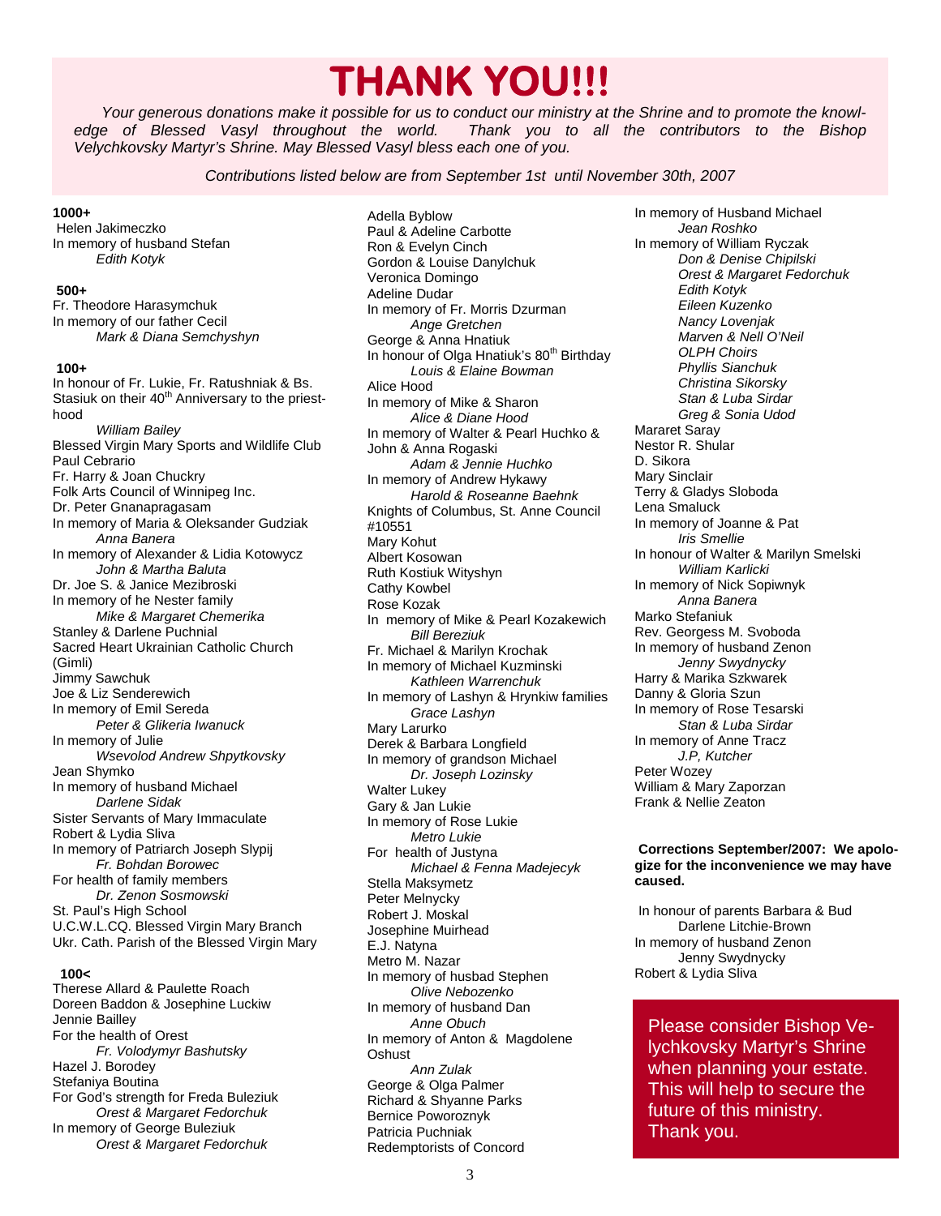# THANK YOU!!!

*Your generous donations make it possible for us to conduct our ministry at the Shrine and to promote the knowledge of Blessed Vasyl throughout the world. Thank you to all the contributors to the Bishop Velychkovsky Martyr's Shrine. May Blessed Vasyl bless each one of you.*

*Contributions listed below are from September 1st until November 30th, 2007*

**1000+**

Helen Jakimeczko
In memory of husband Stefan
*Edith Kotyk*

**500+**

Fr. Theodore Harasymchuk
In memory of our father Cecil
*Mark & Diana Semchyshyn*

**100+**

In honour of Fr. Lukie, Fr. Ratushniak & Bs. Stasiuk on their 40th Anniversary to the priesthood
*William Bailey*
Blessed Virgin Mary Sports and Wildlife Club
Paul Cebrario
Fr. Harry & Joan Chuckry
Folk Arts Council of Winnipeg Inc.
Dr. Peter Gnanapragasam
In memory of Maria & Oleksander Gudziak
*Anna Banera*
In memory of Alexander & Lidia Kotowycz
*John & Martha Baluta*
Dr. Joe S. & Janice Mezibroski
In memory of he Nester family
*Mike & Margaret Chemerika*
Stanley & Darlene Puchnial
Sacred Heart Ukrainian Catholic Church (Gimli)
Jimmy Sawchuk
Joe & Liz Senderewich
In memory of Emil Sereda
*Peter & Glikeria Iwanuck*
In memory of Julie
*Wsevolod Andrew Shpytkovsky*
Jean Shymko
In memory of husband Michael
*Darlene Sidak*
Sister Servants of Mary Immaculate
Robert & Lydia Sliva
In memory of Patriarch Joseph Slypij
*Fr. Bohdan Borowec*
For health of family members
*Dr. Zenon Sosmowski*
St. Paul's High School
U.C.W.L.CQ. Blessed Virgin Mary Branch
Ukr. Cath. Parish of the Blessed Virgin Mary

**100<**

Therese Allard & Paulette Roach
Doreen Baddon & Josephine Luckiw
Jennie Bailley
For the health of Orest
*Fr. Volodymyr Bashutsky*
Hazel J. Borodey
Stefaniya Boutina
For God's strength for Freda Buleziuk
*Orest & Margaret Fedorchuk*
In memory of George Buleziuk
*Orest & Margaret Fedorchuk*
Adella Byblow
Paul & Adeline Carbotte
Ron & Evelyn Cinch
Gordon & Louise Danylchuk
Veronica Domingo
Adeline Dudar
In memory of Fr. Morris Dzurman
*Ange Gretchen*
George & Anna Hnatiuk
In honour of Olga Hnatiuk's 80th Birthday
*Louis & Elaine Bowman*
Alice Hood
In memory of Mike & Sharon
*Alice & Diane Hood*
In memory of Walter & Pearl Huchko & John & Anna Rogaski
*Adam & Jennie Huchko*
In memory of Andrew Hykawy
*Harold & Roseanne Baehnk*
Knights of Columbus, St. Anne Council #10551
Mary Kohut
Albert Kosowan
Ruth Kostiuk Wityshyn
Cathy Kowbel
Rose Kozak
In memory of Mike & Pearl Kozakewich
*Bill Bereziuk*
Fr. Michael & Marilyn Krochak
In memory of Michael Kuzminski
*Kathleen Warrenchuk*
In memory of Lashyn & Hrynkiw families
*Grace Lashyn*
Mary Larurko
Derek & Barbara Longfield
In memory of grandson Michael
*Dr. Joseph Lozinsky*
Walter Lukey
Gary & Jan Lukie
In memory of Rose Lukie
*Metro Lukie*
For health of Justyna
*Michael & Fenna Madejecyk*
Stella Maksymetz
Peter Melnycky
Robert J. Moskal
Josephine Muirhead
E.J. Natyna
Metro M. Nazar
In memory of husbad Stephen
*Olive Nebozenko*
In memory of husband Dan
*Anne Obuch*
In memory of Anton & Magdolene Oshust
*Ann Zulak*
George & Olga Palmer
Richard & Shyanne Parks
Bernice Poworoznyk
Patricia Puchniak
Redemptorists of Concord
In memory of Husband Michael
*Jean Roshko*
In memory of William Ryczak
*Don & Denise Chipilski*
*Orest & Margaret Fedorchuk*
*Edith Kotyk*
*Eileen Kuzenko*
*Nancy Lovenjak*
*Marven & Nell O'Neil*
*OLPH Choirs*
*Phyllis Sianchuk*
*Christina Sikorsky*
*Stan & Luba Sirdar*
*Greg & Sonia Udod*
Mararet Saray
Nestor R. Shular
D. Sikora
Mary Sinclair
Terry & Gladys Sloboda
Lena Smaluck
In memory of Joanne & Pat
*Iris Smellie*
In honour of Walter & Marilyn Smelski
*William Karlicki*
In memory of Nick Sopiwnyk
*Anna Banera*
Marko Stefaniuk
Rev. Georgess M. Svoboda
In memory of husband Zenon
*Jenny Swydnycky*
Harry & Marika Szkwarek
Danny & Gloria Szun
In memory of Rose Tesarski
*Stan & Luba Sirdar*
In memory of Anne Tracz
*J.P, Kutcher*
Peter Wozey
William & Mary Zaporzan
Frank & Nellie Zeaton

**Corrections September/2007: We apologize for the inconvenience we may have caused.**

In honour of parents Barbara & Bud
Darlene Litchie-Brown
In memory of husband Zenon
Jenny Swydnycky
Robert & Lydia Sliva

Please consider Bishop Velychkovsky Martyr's Shrine when planning your estate. This will help to secure the future of this ministry. Thank you.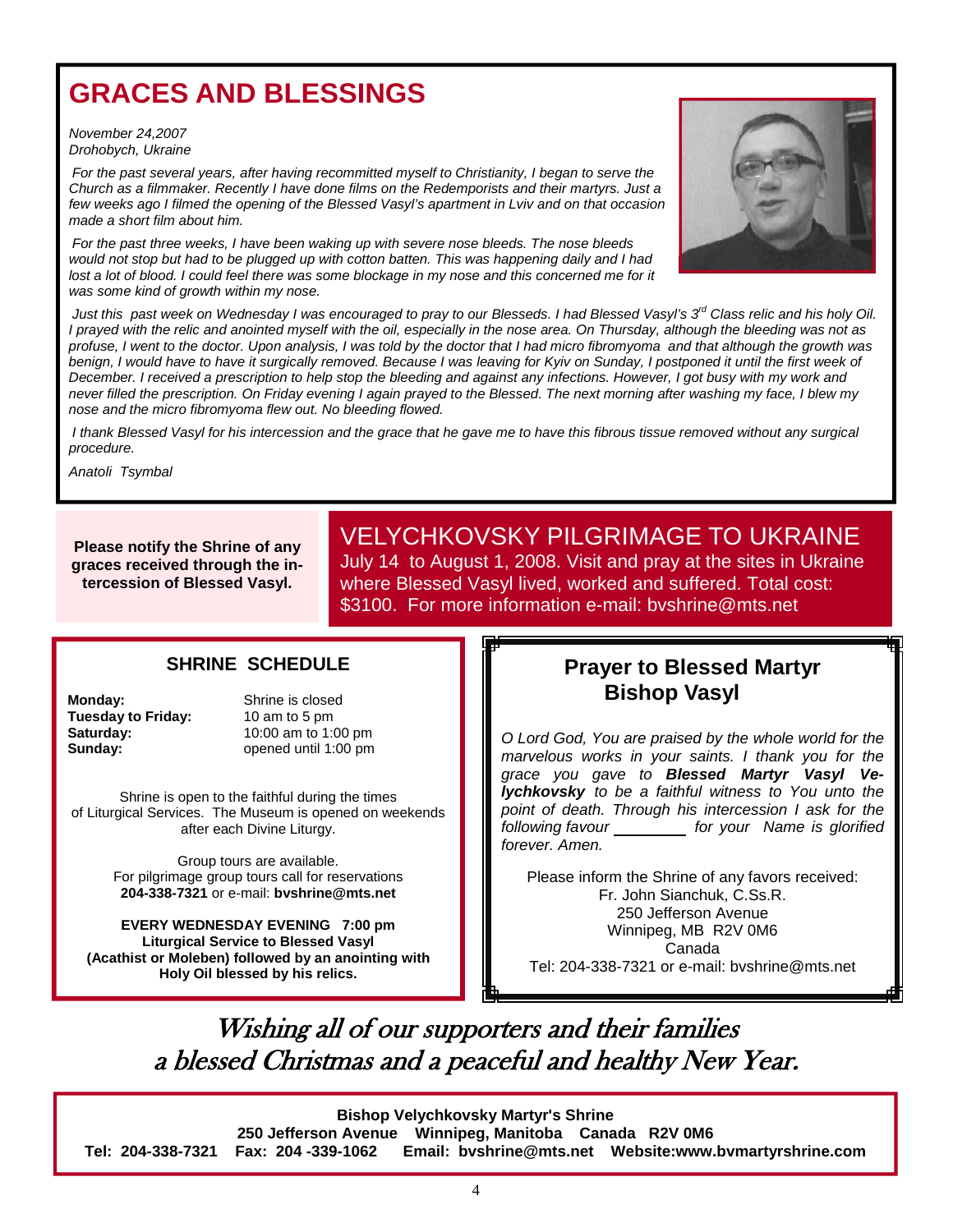# GRACES AND BLESSINGS

*November 24,2007*
*Drohobych, Ukraine*

*For the past several years, after having recommitted myself to Christianity, I began to serve the Church as a filmmaker. Recently I have done films on the Redemporists and their martyrs. Just a few weeks ago I filmed the opening of the Blessed Vasyl's apartment in Lviv and on that occasion made a short film about him.*

*For the past three weeks, I have been waking up with severe nose bleeds. The nose bleeds would not stop but had to be plugged up with cotton batten. This was happening daily and I had lost a lot of blood. I could feel there was some blockage in my nose and this concerned me for it was some kind of growth within my nose.*

*Just this past week on Wednesday I was encouraged to pray to our Blesseds. I had Blessed Vasyl's 3rd Class relic and his holy Oil. I prayed with the relic and anointed myself with the oil, especially in the nose area. On Thursday, although the bleeding was not as profuse, I went to the doctor. Upon analysis, I was told by the doctor that I had micro fibromyoma and that although the growth was benign, I would have to have it surgically removed. Because I was leaving for Kyiv on Sunday, I postponed it until the first week of December. I received a prescription to help stop the bleeding and against any infections. However, I got busy with my work and never filled the prescription. On Friday evening I again prayed to the Blessed. The next morning after washing my face, I blew my nose and the micro fibromyoma flew out. No bleeding flowed.*

*I thank Blessed Vasyl for his intercession and the grace that he gave me to have this fibrous tissue removed without any surgical procedure.*

*Anatoli Tsymbal*

**Please notify the Shrine of any graces received through the intercession of Blessed Vasyl.**

## VELYCHKOVSKY PILGRIMAGE TO UKRAINE

July 14 to August 1, 2008. Visit and pray at the sites in Ukraine where Blessed Vasyl lived, worked and suffered. Total cost: $3100. For more information e-mail: bvshrine@mts.net

## SHRINE SCHEDULE

| | |
|---|---|
| **Monday:** | Shrine is closed |
| **Tuesday to Friday:** | 10 am to 5 pm |
| **Saturday:** | 10:00 am to 1:00 pm |
| **Sunday:** | opened until 1:00 pm |

Shrine is open to the faithful during the times of Liturgical Services. The Museum is opened on weekends after each Divine Liturgy.

Group tours are available.
For pilgrimage group tours call for reservations
**204-338-7321** or e-mail: **bvshrine@mts.net**

**EVERY WEDNESDAY EVENING 7:00 pm**
**Liturgical Service to Blessed Vasyl**
**(Acathist or Moleben) followed by an anointing with Holy Oil blessed by his relics.**

## Prayer to Blessed Martyr Bishop Vasyl

*O Lord God, You are praised by the whole world for the marvelous works in your saints. I thank you for the grace you gave to **Blessed Martyr Vasyl Velychkovsky** to be a faithful witness to You unto the point of death. Through his intercession I ask for the following favour \_\_\_\_\_\_\_\_ for your Name is glorified forever. Amen.*

Please inform the Shrine of any favors received:
Fr. John Sianchuk, C.Ss.R.
250 Jefferson Avenue
Winnipeg, MB R2V 0M6
Canada
Tel: 204-338-7321 or e-mail: bvshrine@mts.net

*Wishing all of our supporters and their families a blessed Christmas and a peaceful and healthy New Year.*

**Bishop Velychkovsky Martyr's Shrine**
**250 Jefferson Avenue Winnipeg, Manitoba Canada R2V 0M6**
**Tel: 204-338-7321 Fax: 204 -339-1062 Email: bvshrine@mts.net Website:www.bvmartyrshrine.com**